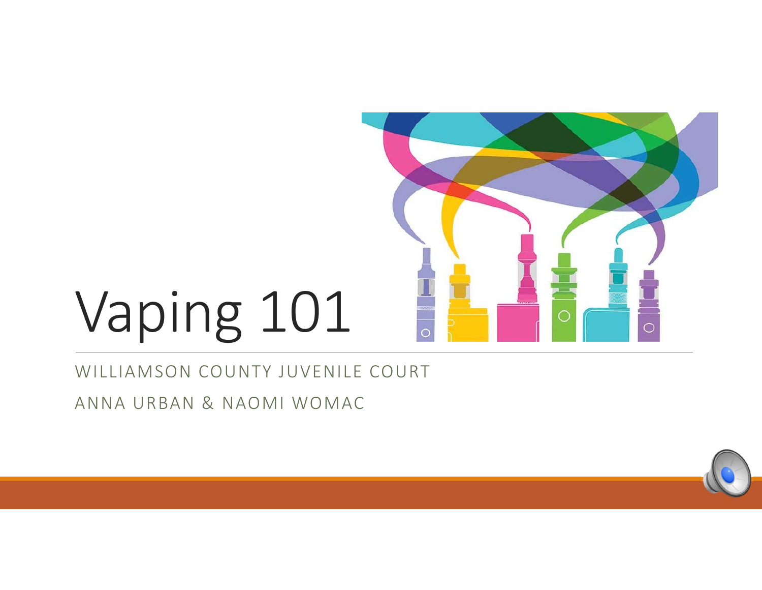# Vaping 101

WILLIAMSON COUNTY JUVENILE COURT

ANNA URBAN & NAOMI WOMAC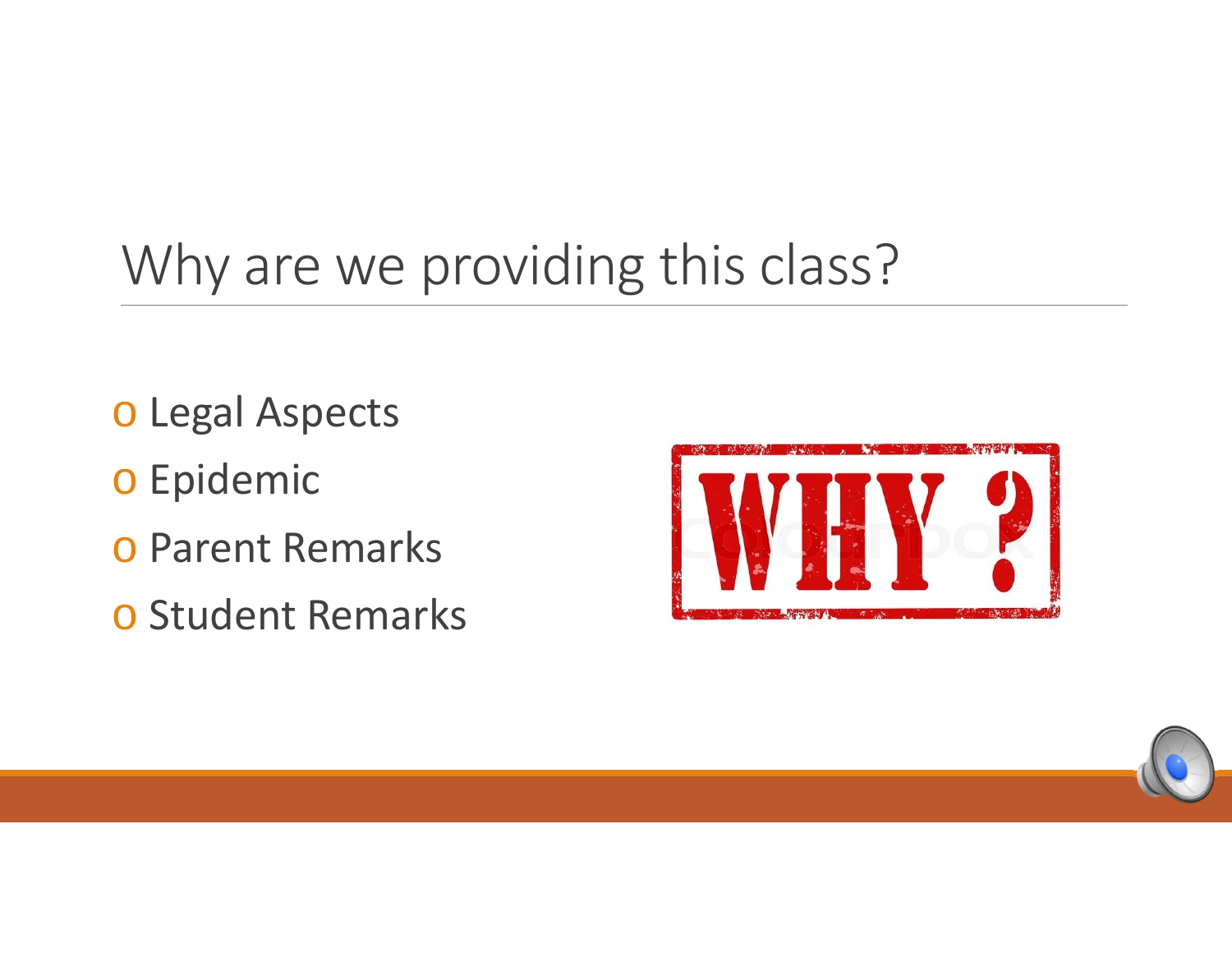# Why are we providing this class?

- Legal Aspects
- Epidemic
- Parent Remarks
- Student Remarks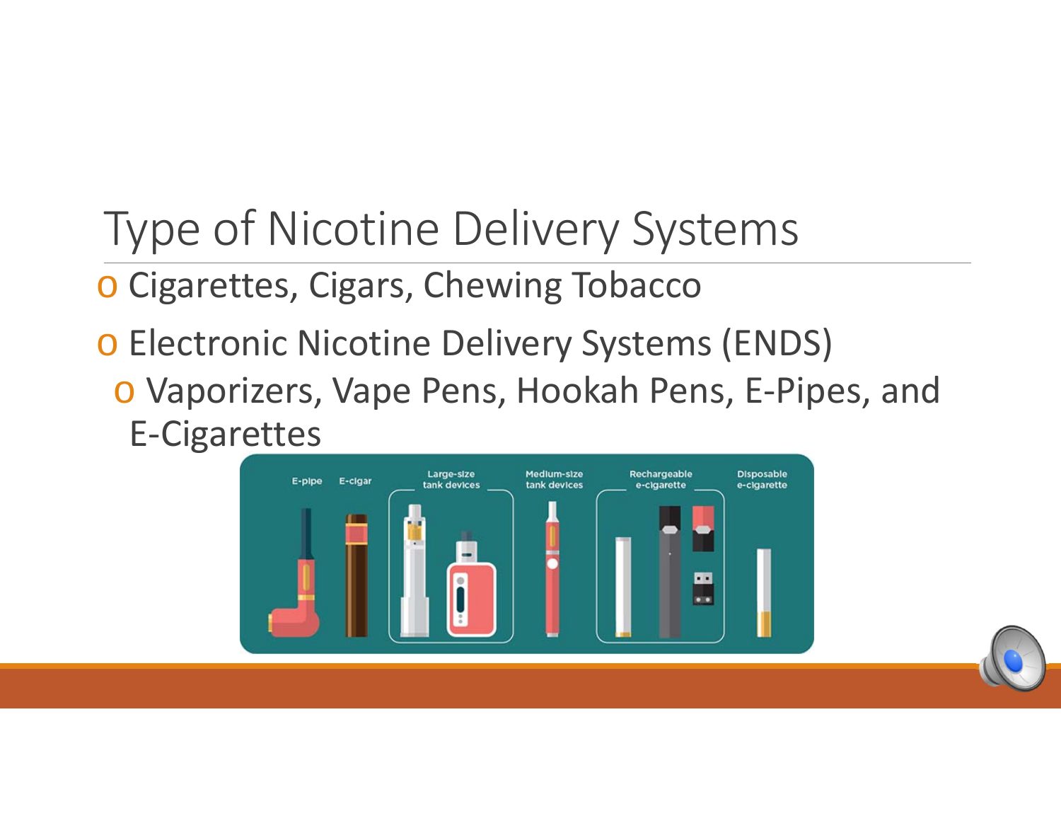# Type of Nicotine Delivery Systems

- Cigarettes, Cigars, Chewing Tobacco
- Electronic Nicotine Delivery Systems (ENDS)
  - Vaporizers, Vape Pens, Hookah Pens, E-Pipes, and E-Cigarettes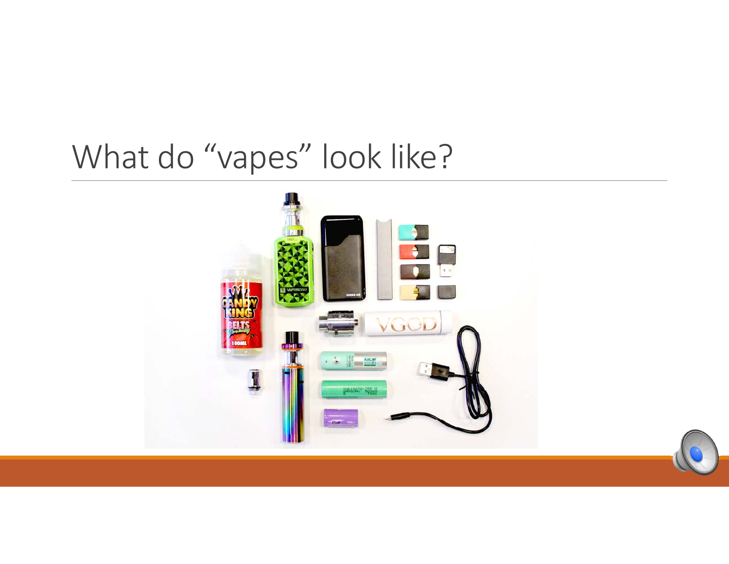# What do "vapes" look like?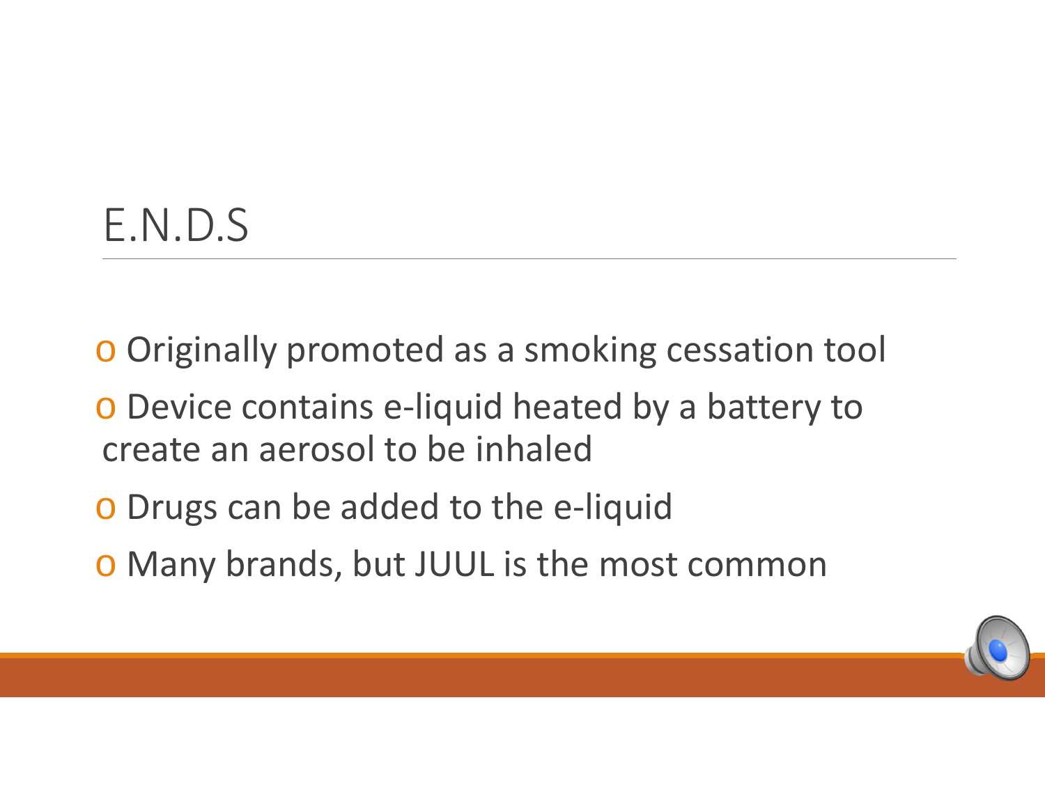# E.N.D.S

- Originally promoted as a smoking cessation tool
- Device contains e-liquid heated by a battery to create an aerosol to be inhaled
- Drugs can be added to the e-liquid
- Many brands, but JUUL is the most common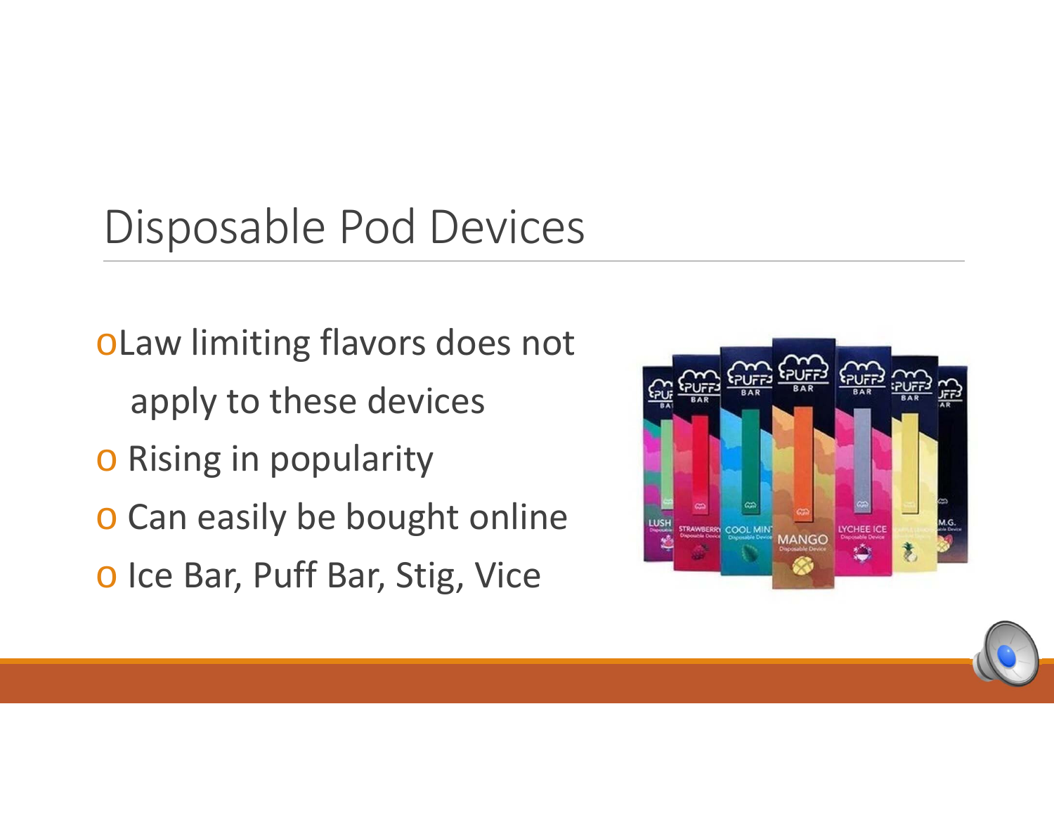# Disposable Pod Devices

- Law limiting flavors does not apply to these devices
- Rising in popularity
- Can easily be bought online
- Ice Bar, Puff Bar, Stig, Vice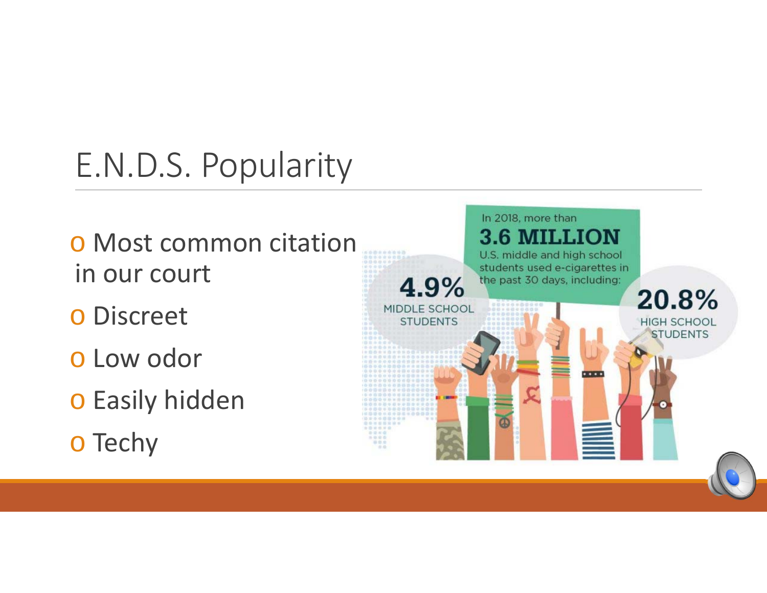# E.N.D.S. Popularity

- Most common citation in our court
- Discreet
- Low odor
- Easily hidden
- Techy

In 2018, more than **3.6 MILLION** U.S. middle and high school students used e-cigarettes in the past 30 days, including:

**4.9%** MIDDLE SCHOOL STUDENTS

**20.8%** HIGH SCHOOL STUDENTS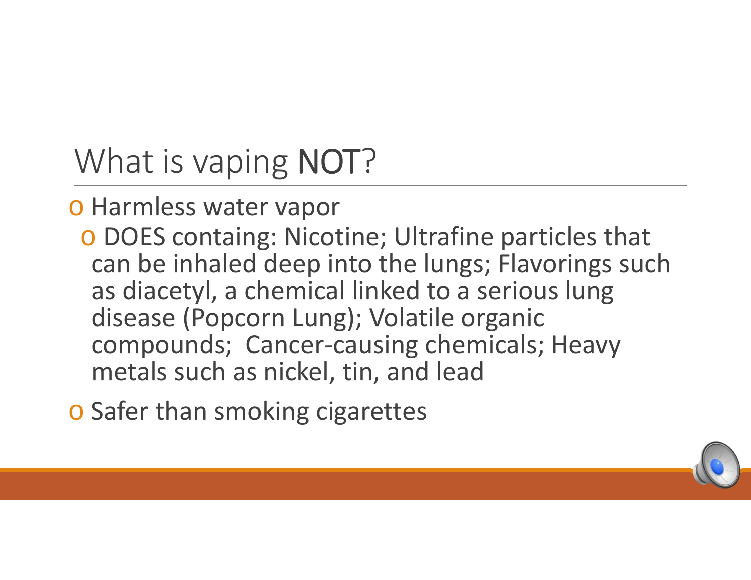# What is vaping **NOT**?

- Harmless water vapor
  - DOES containg: Nicotine; Ultrafine particles that can be inhaled deep into the lungs; Flavorings such as diacetyl, a chemical linked to a serious lung disease (Popcorn Lung); Volatile organic compounds; Cancer-causing chemicals; Heavy metals such as nickel, tin, and lead
- Safer than smoking cigarettes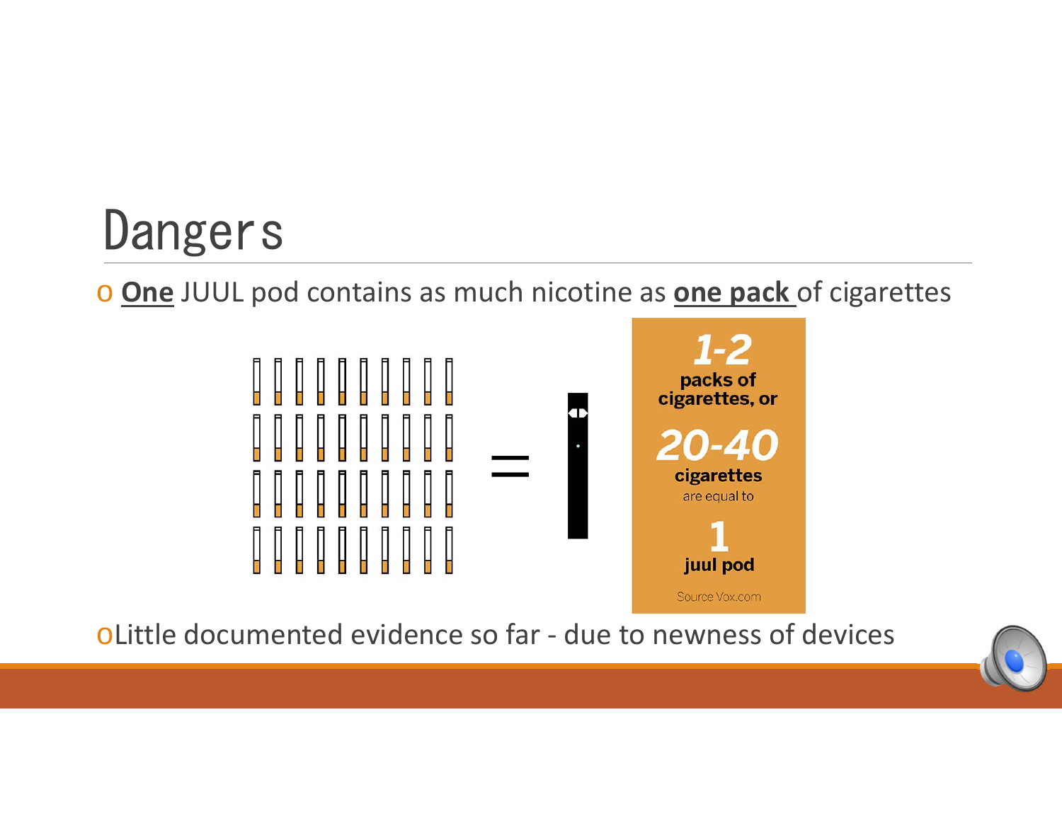# Dangers

- **<u>One</u>** JUUL pod contains as much nicotine as **<u>one pack</u>** of cigarettes

**1-2** packs of cigarettes, or **20-40** cigarettes are equal to **1** juul pod

Source Vox.com

- Little documented evidence so far - due to newness of devices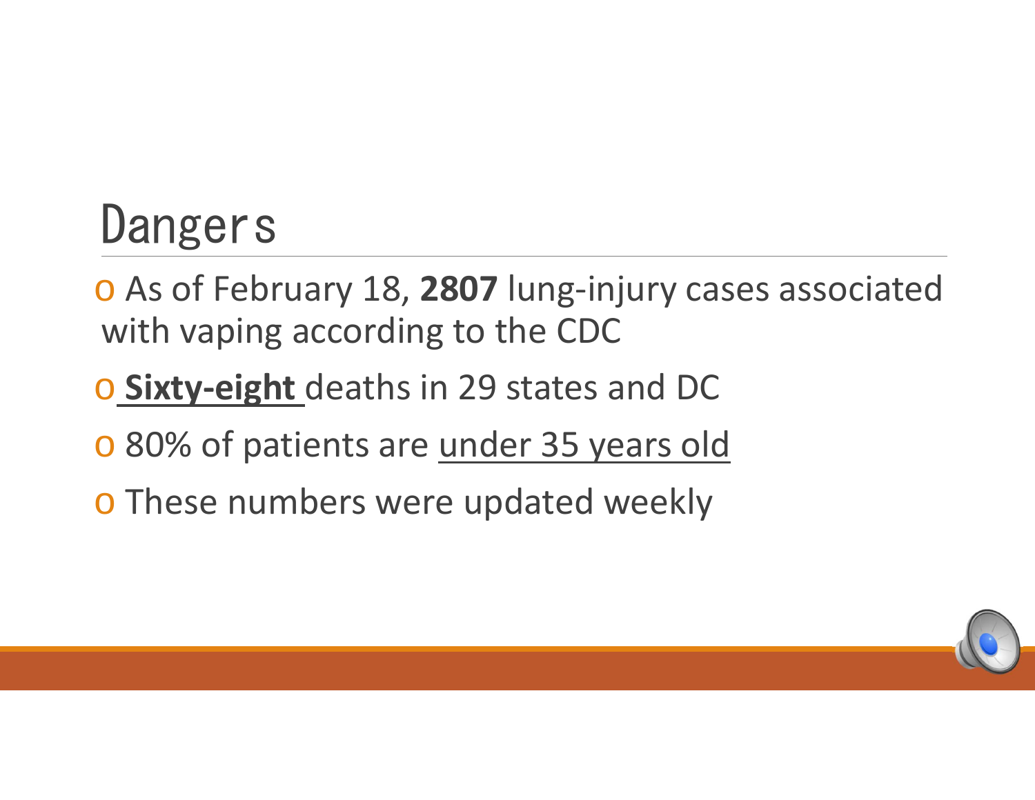# Dangers

- As of February 18, **2807** lung-injury cases associated with vaping according to the CDC
- **Sixty-eight** deaths in 29 states and DC
- 80% of patients are under 35 years old
- These numbers were updated weekly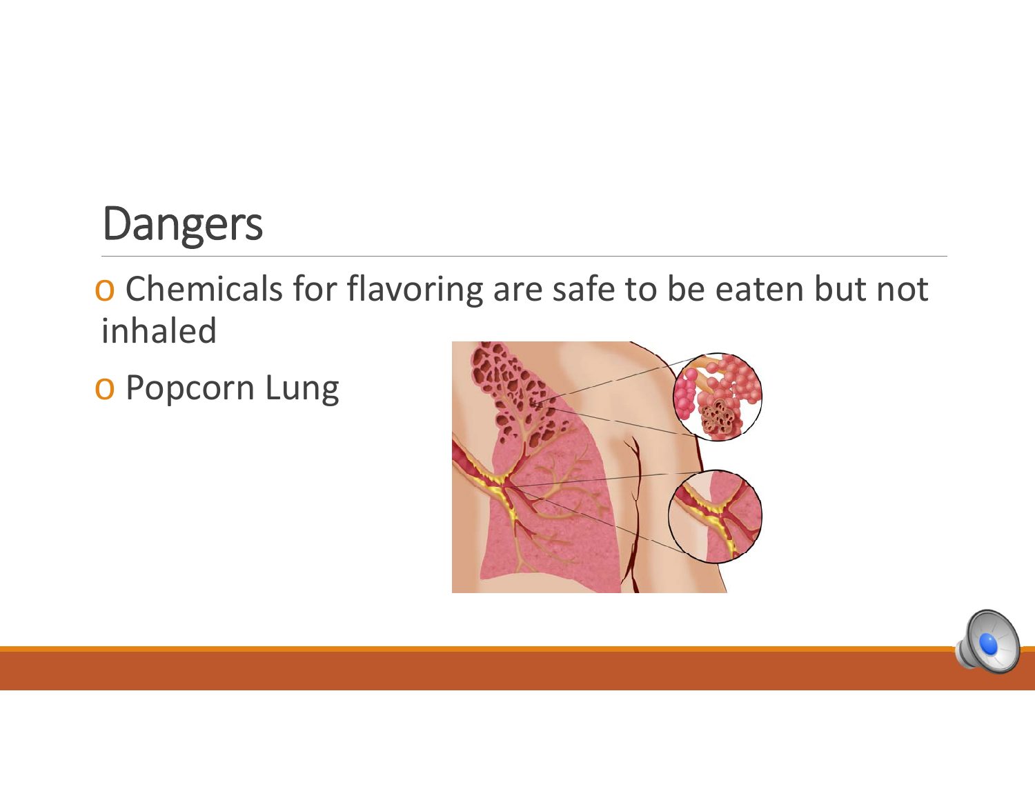## Dangers

- Chemicals for flavoring are safe to be eaten but not inhaled
- Popcorn Lung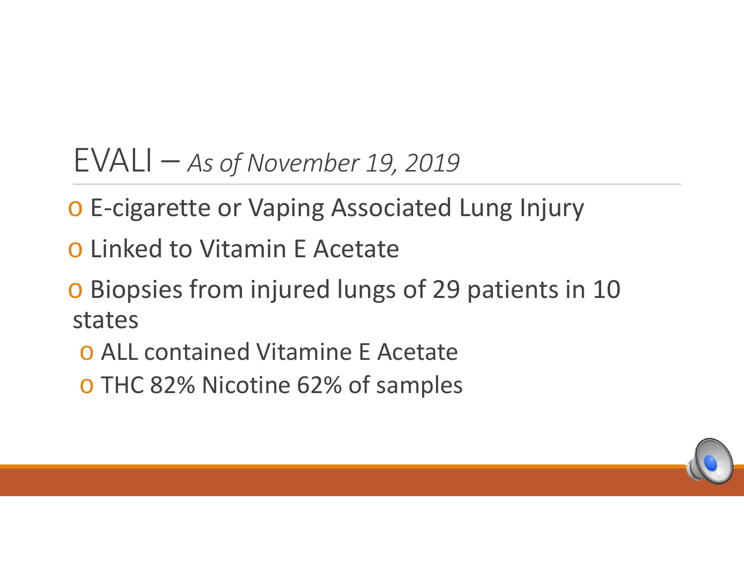# EVALI – *As of November 19, 2019*

- E-cigarette or Vaping Associated Lung Injury
- Linked to Vitamin E Acetate
- Biopsies from injured lungs of 29 patients in 10 states
  - ALL contained Vitamine E Acetate
  - THC 82% Nicotine 62% of samples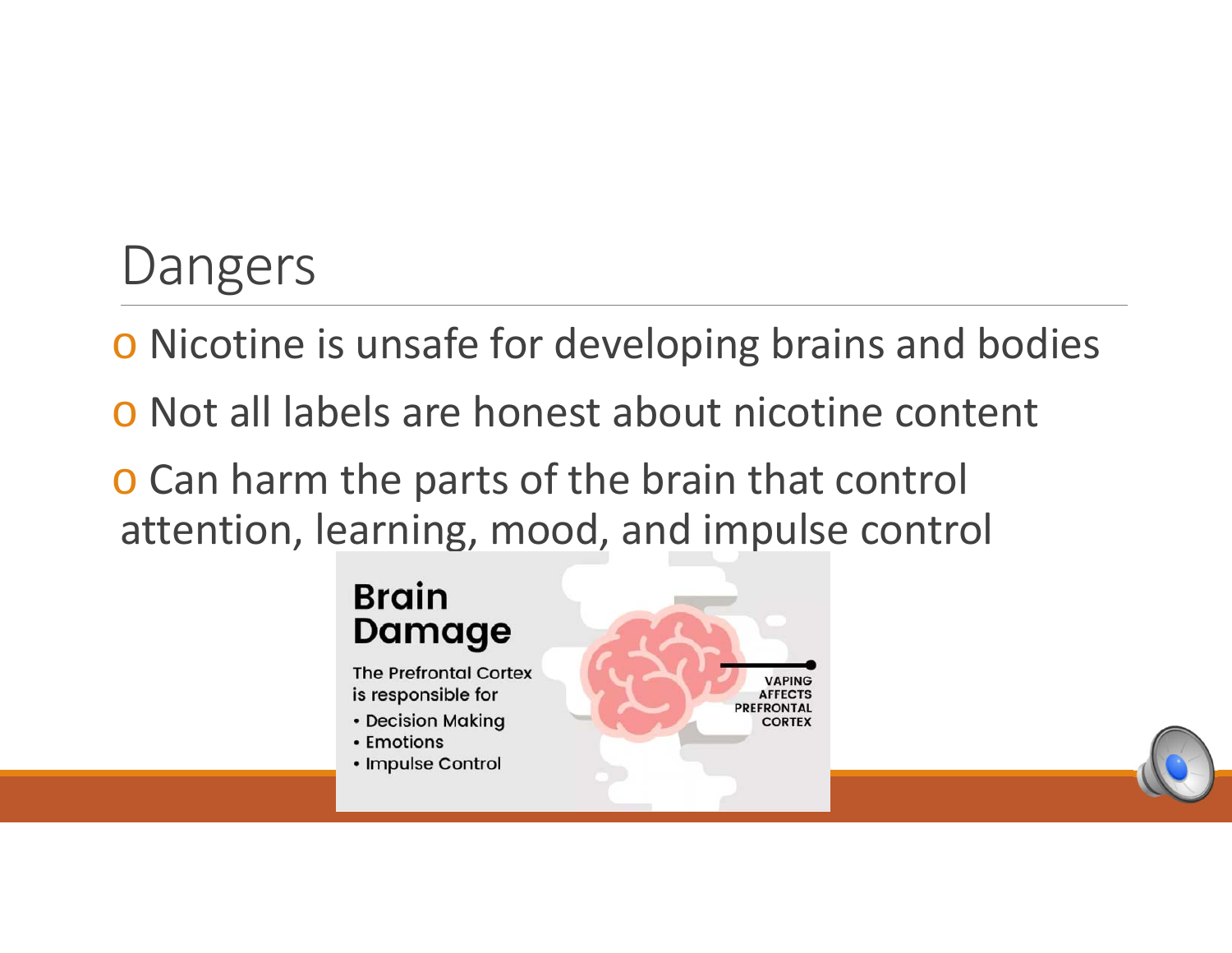# Dangers

- Nicotine is unsafe for developing brains and bodies
- Not all labels are honest about nicotine content
- Can harm the parts of the brain that control attention, learning, mood, and impulse control

**Brain Damage**

The Prefrontal Cortex is responsible for

- Decision Making
- Emotions
- Impulse Control

VAPING AFFECTS PREFRONTAL CORTEX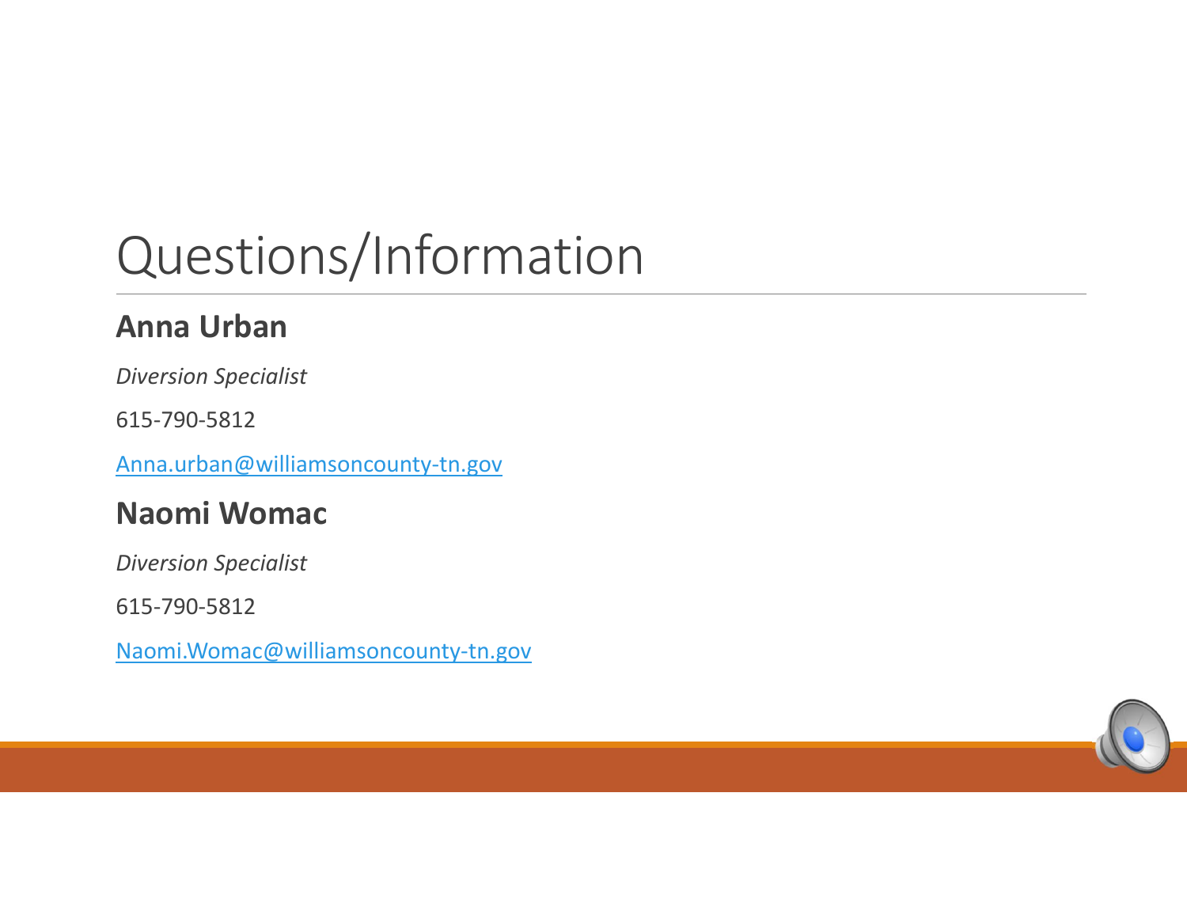# Questions/Information

## Anna Urban

*Diversion Specialist*

615-790-5812

Anna.urban@williamsoncounty-tn.gov

## Naomi Womac

*Diversion Specialist*

615-790-5812

Naomi.Womac@williamsoncounty-tn.gov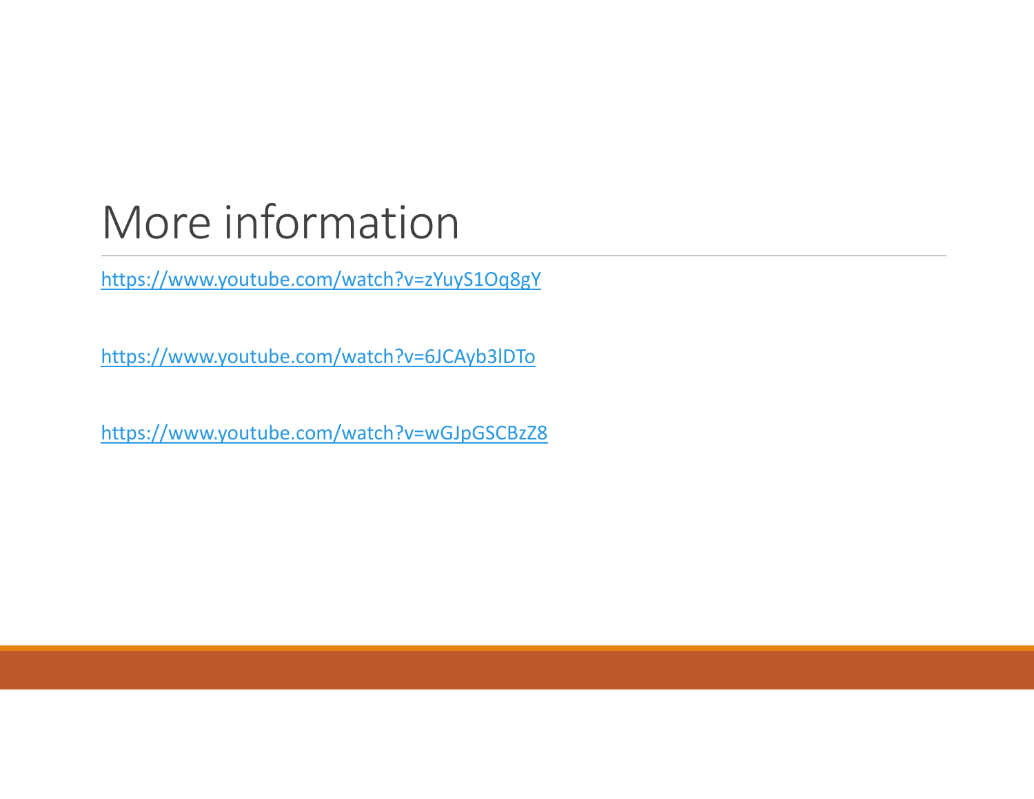# More information

https://www.youtube.com/watch?v=zYuyS1Oq8gY

https://www.youtube.com/watch?v=6JCAyb3lDTo

https://www.youtube.com/watch?v=wGJpGSCBzZ8